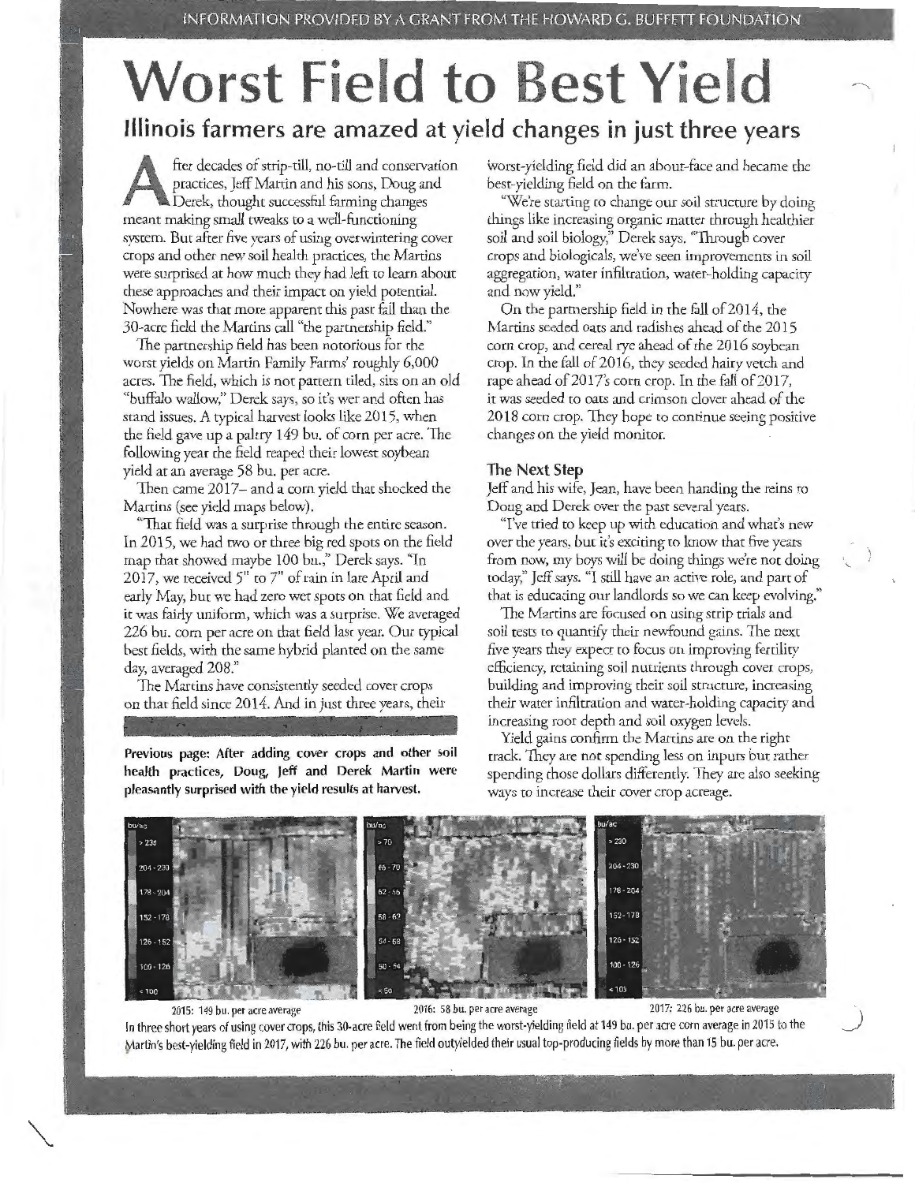INFORMATION PROVIDED BY A GRANT FROM THE HOWARD G. BUFFETT FOUNDATION

# Worst Field to Best Yield

## Illinois farmers are amazed at yield changes in just three years

After decades of strip-till, no-till and conservation practices, Jeff Martin and his sons, Doug and Derek, thought successful farming changes meant making small tweaks to a well-functioning system. But after five years of using overwintering cover crops and other new soil health practices, the Martins were surprised at how much they had left to learn about these approaches and their impact on yield potential. Nowhere was that more apparent this past fall than the 30-acre field the Martins call "the partnership field."

The partnership field has been notorious for the worst yields on Martin Family Farms' roughly 6,000 acres. The field, which is not pattern tiled, sits on an old "buffalo wallow," Derek says, so it's wet and often has stand issues. A typical harvest looks like 2015, when the field gave up a paltry 149 bu. of corn per acre. The following year the field reaped their lowest soybean yield at an average 58 bu. per acre.

Then came 2017– and a corn yield that shocked the Martins (see yield maps below).

"That field was a surprise through the entire season. In 2015, we had two or three big red spots on the field map that showed maybe 100 bu.," Derek says. "In 2017, we received 5" to 7" of rain in late April and early May, but we had zero wet spots on that field and it was fairly uniform, which was a surprise. We averaged 226 bu. corn per acre on that field last year. Our typical best fields, with the same hybrid planted on the same day, averaged 208."

The Martins have consistently seeded cover crops on that field since 2014. And in just three years, their worst-yielding field did an about-face and became the best-yielding field on the farm.

"We're starting to change our soil structure by doing things like increasing organic matter through healthier soil and soil biology," Derek says. "Through cover crops and biologicals, we've seen improvements in soil aggregation, water infiltration, water-holding capacity and now yield."

On the partnership field in the fall of 2014, the Martins seeded oats and radishes ahead of the 2015 corn crop, and cereal rye ahead of the 2016 soybean crop. In the fall of 2016, they seeded hairy vetch and rape ahead of 2017's corn crop. In the fall of 2017, it was seeded to oats and crimson clover ahead of the 2018 corn crop. They hope to continue seeing positive changes on the yield monitor.

**Previous page: After adding cover crops and other soil health practices, Doug, Jeff and Derek Martin were pleasantly surprised with the yield results at harvest.**

### The Next Step

Jeff and his wife, Jean, have been handing the reins to Doug and Derek over the past several years.

"I've tried to keep up with education and what's new over the years, but it's exciting to know that five years from now, my boys will be doing things we're not doing today," Jeff says. "I still have an active role, and part of that is educating our landlords so we can keep evolving."

The Martins are focused on using strip trials and soil tests to quantify their newfound gains. The next five years they expect to focus on improving fertility efficiency, retaining soil nutrients through cover crops, building and improving their soil structure, increasing their water infiltration and water-holding capacity and increasing root depth and soil oxygen levels.

Yield gains confirm the Martins are on the right track. They are not spending less on inputs but rather spending those dollars differently. They are also seeking ways to increase their cover crop acreage.

2015: 149 bu. per acre average | 2016: 58 bu. per acre average | 2017: 226 bu. per acre average

In three short years of using cover crops, this 30-acre field went from being the worst-yielding field at 149 bu. per acre corn average in 2015 to the Martin's best-yielding field in 2017, with 226 bu. per acre. The field outyielded their usual top-producing fields by more than 15 bu. per acre.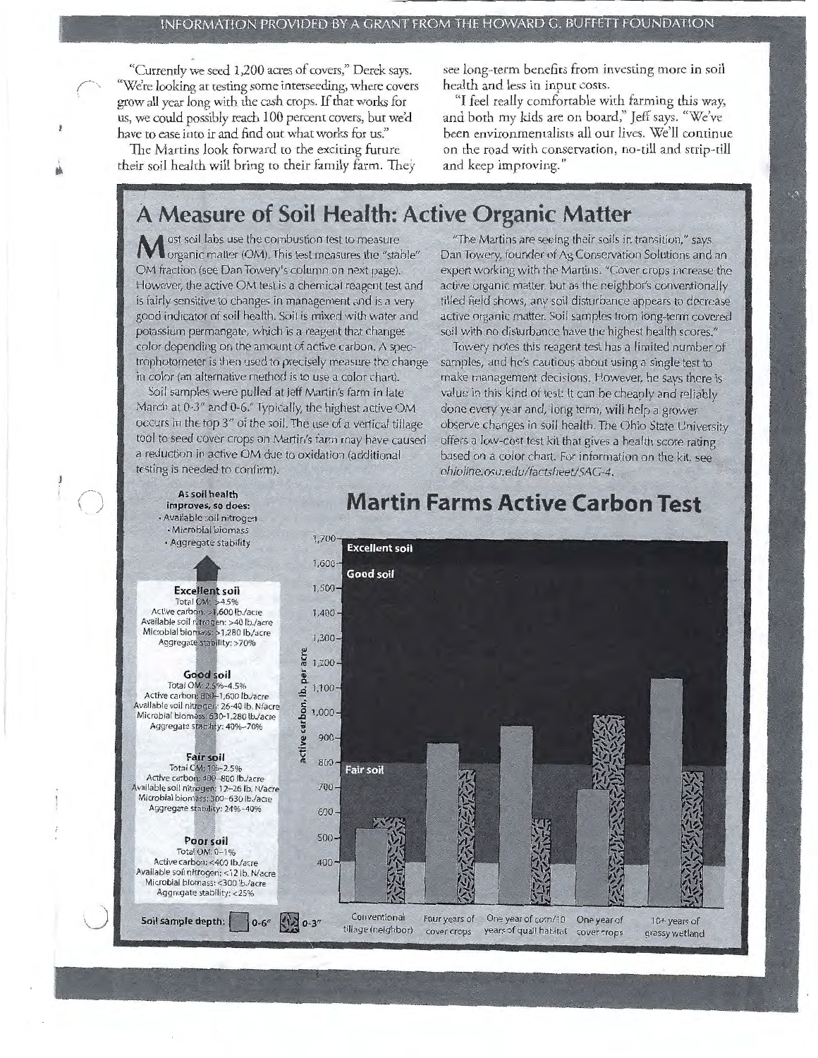"Currently we seed 1,200 acres of covers," Derek says. "We're looking at testing some interseeding, where covers grow all year long with the cash crops. If that works for us, we could possibly reach 100 percent covers, but we'd have to ease into it and find out what works for us."

The Martins look forward to the exciting future their soil health will bring to their family farm. They see long-term benefits from investing more in soil health and less in input costs.

"I feel really comfortable with farming this way, and both my kids are on board," Jeff says. "We've been environmentalists all our lives. We'll continue on the road with conservation, no-till and strip-till and keep improving."

## A Measure of Soil Health: Active Organic Matter

Most soil labs use the combustion test to measure organic matter (OM). This test measures the "stable" OM fraction (see Dan Towery's column on next page). However, the active OM test is a chemical reagent test and is fairly sensitive to changes in management and is a very good indicator of soil health. Soil is mixed with water and potassium permangate, which is a reagent that changes color depending on the amount of active carbon. A spectrophotometer is then used to precisely measure the change in color (an alternative method is to use a color chart).

Soil samples were pulled at Jeff Martin's farm in late March at 0-3" and 0-6." Typically, the highest active OM occurs in the top 3" of the soil. The use of a vertical tillage tool to seed cover crops on Martin's farm may have caused a reduction in active OM due to oxidation (additional testing is needed to confirm).

"The Martins are seeing their soils in transition," says Dan Towery, founder of Ag Conservation Solutions and an expert working with the Martins. "Cover crops increase the active organic matter, but as the neighbor's conventionally tilled field shows, any soil disturbance appears to decrease active organic matter. Soil samples from long-term covered soil with no disturbance have the highest health scores."

Towery notes this reagent test has a limited number of samples, and he's cautious about using a single test to make management decisions. However, he says there is value in this kind of test: It can be cheaply and reliably done every year and, long term, will help a grower observe changes in soil health. The Ohio State University offers a low-cost test kit that gives a health score rating based on a color chart. For information on the kit, see *ohioline.osu.edu/factsheet/SAC-4*.

**As soil health improves, so does:**
- Available soil nitrogen
- Microbial biomass
- Aggregate stability

**Excellent soil**
Total OM: >4.5%
Active carbon: >1,600 lb./acre
Available soil nitrogen: >40 lb./acre
Microbial biomass: >1,280 lb./acre
Aggregate stability: >70%

**Good soil**
Total OM: 2.5%–4.5%
Active carbon: 800–1,600 lb./acre
Available soil nitrogen: 26-40 lb. N/acre
Microbial biomass: 630-1,280 lb./acre
Aggregate stability: 40%–70%

**Fair soil**
Total OM: 1%–2.5%
Active carbon: 400–800 lb./acre
Available soil nitrogen: 12–26 lb. N/acre
Microbial biomass: 300–630 lb./acre
Aggregate stability: 24%–40%

**Poor soil**
Total OM: 0–1%
Active carbon: <400 lb./acre
Available soil nitrogen: <12 lb. N/acre
Microbial biomass: <300 lb./acre
Aggregate stability: <25%

## Martin Farms Active Carbon Test

Excellent soil
Good soil
Fair soil

active carbon, lb. per acre

1,700
1,600
1,500
1,400
1,300
1,200
1,100
1,000
900
800
700
600
500
400

Conventional tillage (neighbor)
Four years of cover crops
One year of corn/10 years of quail habitat
One year of cover crops
10+ years of grassy wetland

Soil sample depth: 0-6" 0-3"